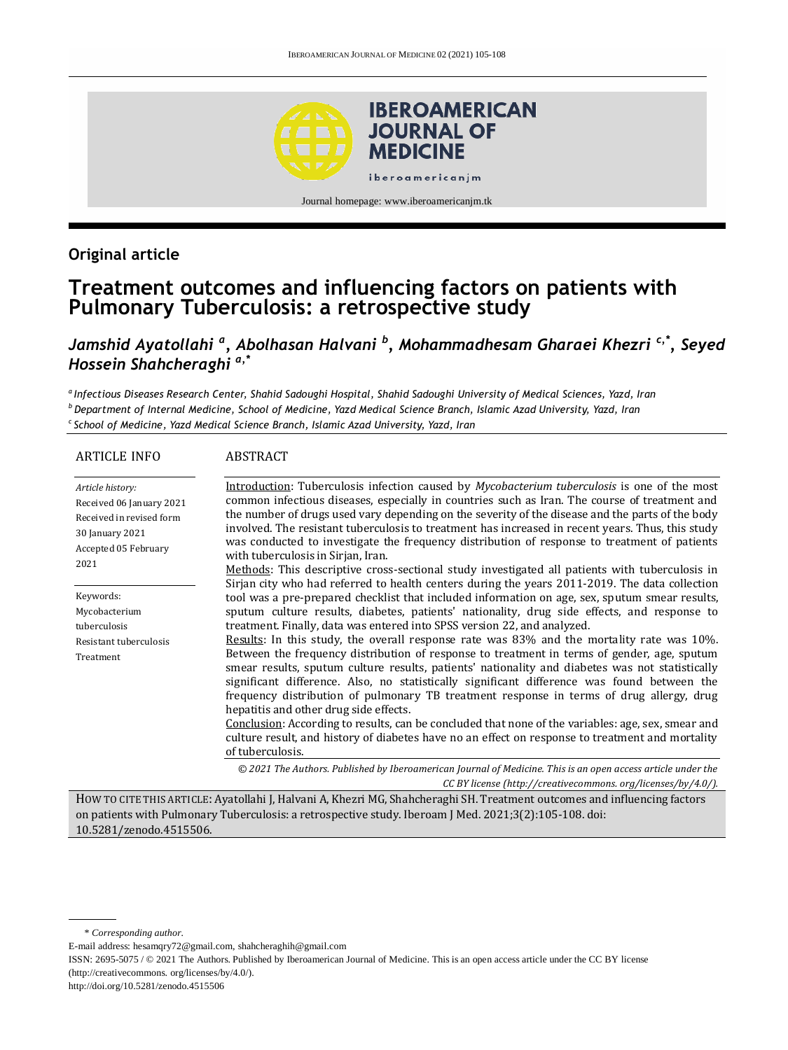Original article

# Treatment outcomes and influencing factors on patients with Pulmonary Tuberculosis: a retrospective study

*Jamshid Ayatollahi [a], Abolhasan Halvani [b], Mohammadhesam Gharaei Khezri [c,*], Seyed Hossein Shahcheraghi [a,*]*

[a] *Infectious Diseases Research Center, Shahid Sadoughi Hospital, Shahid Sadoughi University of Medical Sciences, Yazd, Iran*
[b] *Department of Internal Medicine, School of Medicine, Yazd Medical Science Branch, Islamic Azad University, Yazd, Iran*
[c] *School of Medicine, Yazd Medical Science Branch, Islamic Azad University, Yazd, Iran*

## ARTICLE INFO

*Article history:*
Received 06 January 2021
Received in revised form 30 January 2021
Accepted 05 February 2021

Keywords:
Mycobacterium tuberculosis
Resistant tuberculosis
Treatment

## ABSTRACT

Introduction: Tuberculosis infection caused by *Mycobacterium tuberculosis* is one of the most common infectious diseases, especially in countries such as Iran. The course of treatment and the number of drugs used vary depending on the severity of the disease and the parts of the body involved. The resistant tuberculosis to treatment has increased in recent years. Thus, this study was conducted to investigate the frequency distribution of response to treatment of patients with tuberculosis in Sirjan, Iran.

Methods: This descriptive cross-sectional study investigated all patients with tuberculosis in Sirjan city who had referred to health centers during the years 2011-2019. The data collection tool was a pre-prepared checklist that included information on age, sex, sputum smear results, sputum culture results, diabetes, patients' nationality, drug side effects, and response to treatment. Finally, data was entered into SPSS version 22, and analyzed.

Results: In this study, the overall response rate was 83% and the mortality rate was 10%. Between the frequency distribution of response to treatment in terms of gender, age, sputum smear results, sputum culture results, patients' nationality and diabetes was not statistically significant difference. Also, no statistically significant difference was found between the frequency distribution of pulmonary TB treatment response in terms of drug allergy, drug hepatitis and other drug side effects.

Conclusion: According to results, can be concluded that none of the variables: age, sex, smear and culture result, and history of diabetes have no an effect on response to treatment and mortality of tuberculosis.

*© 2021 The Authors. Published by Iberoamerican Journal of Medicine. This is an open access article under the CC BY license (http://creativecommons. org/licenses/by/4.0/).*

HOW TO CITE THIS ARTICLE: Ayatollahi J, Halvani A, Khezri MG, Shahcheraghi SH. Treatment outcomes and influencing factors on patients with Pulmonary Tuberculosis: a retrospective study. Iberoam J Med. 2021;3(2):105-108. doi: 10.5281/zenodo.4515506.

\* *Corresponding author.*
E-mail address: hesamqry72@gmail.com, shahcheraghih@gmail.com
ISSN: 2695-5075 / © 2021 The Authors. Published by Iberoamerican Journal of Medicine. This is an open access article under the CC BY license (http://creativecommons. org/licenses/by/4.0/).
http://doi.org/10.5281/zenodo.4515506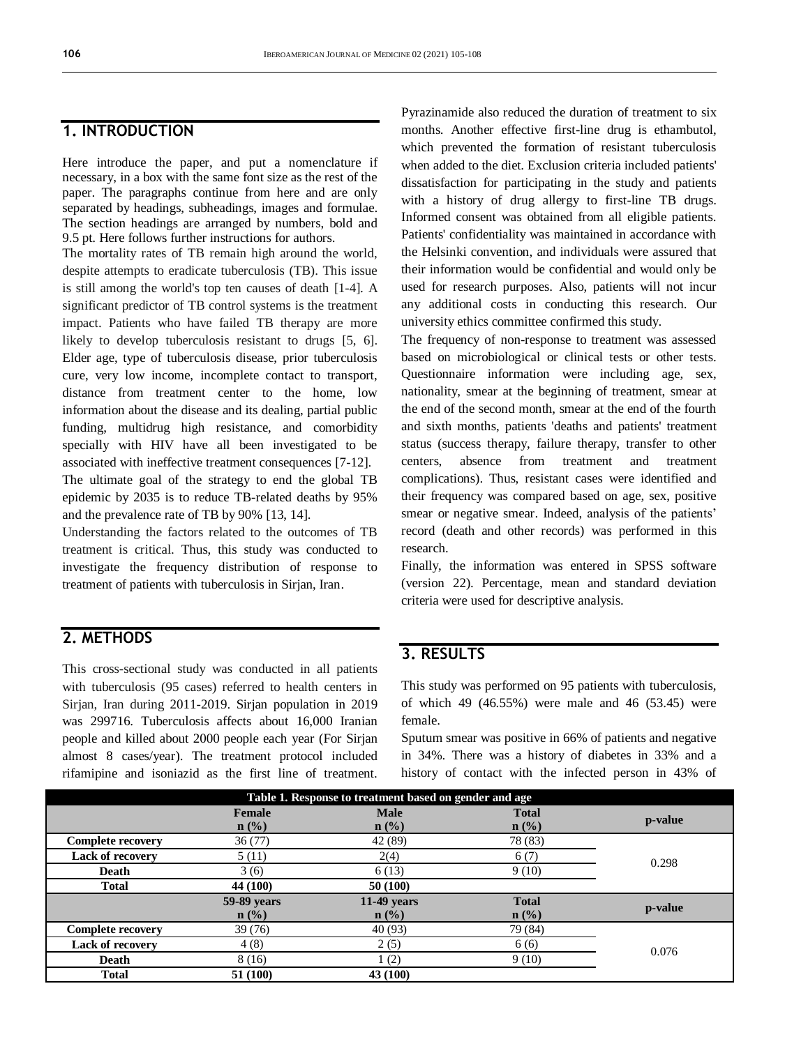## 1. INTRODUCTION

Here introduce the paper, and put a nomenclature if necessary, in a box with the same font size as the rest of the paper. The paragraphs continue from here and are only separated by headings, subheadings, images and formulae. The section headings are arranged by numbers, bold and 9.5 pt. Here follows further instructions for authors.

The mortality rates of TB remain high around the world, despite attempts to eradicate tuberculosis (TB). This issue is still among the world's top ten causes of death [1-4]. A significant predictor of TB control systems is the treatment impact. Patients who have failed TB therapy are more likely to develop tuberculosis resistant to drugs [5, 6]. Elder age, type of tuberculosis disease, prior tuberculosis cure, very low income, incomplete contact to transport, distance from treatment center to the home, low information about the disease and its dealing, partial public funding, multidrug high resistance, and comorbidity specially with HIV have all been investigated to be associated with ineffective treatment consequences [7-12].

The ultimate goal of the strategy to end the global TB epidemic by 2035 is to reduce TB-related deaths by 95% and the prevalence rate of TB by 90% [13, 14].

Understanding the factors related to the outcomes of TB treatment is critical. Thus, this study was conducted to investigate the frequency distribution of response to treatment of patients with tuberculosis in Sirjan, Iran.

## 2. METHODS

This cross-sectional study was conducted in all patients with tuberculosis (95 cases) referred to health centers in Sirjan, Iran during 2011-2019. Sirjan population in 2019 was 299716. Tuberculosis affects about 16,000 Iranian people and killed about 2000 people each year (For Sirjan almost 8 cases/year). The treatment protocol included rifamipine and isoniazid as the first line of treatment. Pyrazinamide also reduced the duration of treatment to six months. Another effective first-line drug is ethambutol, which prevented the formation of resistant tuberculosis when added to the diet. Exclusion criteria included patients' dissatisfaction for participating in the study and patients with a history of drug allergy to first-line TB drugs. Informed consent was obtained from all eligible patients. Patients' confidentiality was maintained in accordance with the Helsinki convention, and individuals were assured that their information would be confidential and would only be used for research purposes. Also, patients will not incur any additional costs in conducting this research. Our university ethics committee confirmed this study.

The frequency of non-response to treatment was assessed based on microbiological or clinical tests or other tests. Questionnaire information were including age, sex, nationality, smear at the beginning of treatment, smear at the end of the second month, smear at the end of the fourth and sixth months, patients 'deaths and patients' treatment status (success therapy, failure therapy, transfer to other centers, absence from treatment and treatment complications). Thus, resistant cases were identified and their frequency was compared based on age, sex, positive smear or negative smear. Indeed, analysis of the patients' record (death and other records) was performed in this research.

Finally, the information was entered in SPSS software (version 22). Percentage, mean and standard deviation criteria were used for descriptive analysis.

## 3. RESULTS

This study was performed on 95 patients with tuberculosis, of which 49 (46.55%) were male and 46 (53.45) were female.

Sputum smear was positive in 66% of patients and negative in 34%. There was a history of diabetes in 33% and a history of contact with the infected person in 43% of

**Table 1. Response to treatment based on gender and age**

| | Female n (%) | Male n (%) | Total n (%) | p-value |
|---|---|---|---|---|
| **Complete recovery** | 36 (77) | 42 (89) | 78 (83) | 0.298 |
| **Lack of recovery** | 5 (11) | 2(4) | 6 (7) | |
| **Death** | 3 (6) | 6 (13) | 9 (10) | |
| **Total** | **44 (100)** | **50 (100)** | | |
| | **59-89 years n (%)** | **11-49 years n (%)** | **Total n (%)** | **p-value** |
| **Complete recovery** | 39 (76) | 40 (93) | 79 (84) | 0.076 |
| **Lack of recovery** | 4 (8) | 2 (5) | 6 (6) | |
| **Death** | 8 (16) | 1 (2) | 9 (10) | |
| **Total** | **51 (100)** | **43 (100)** | | |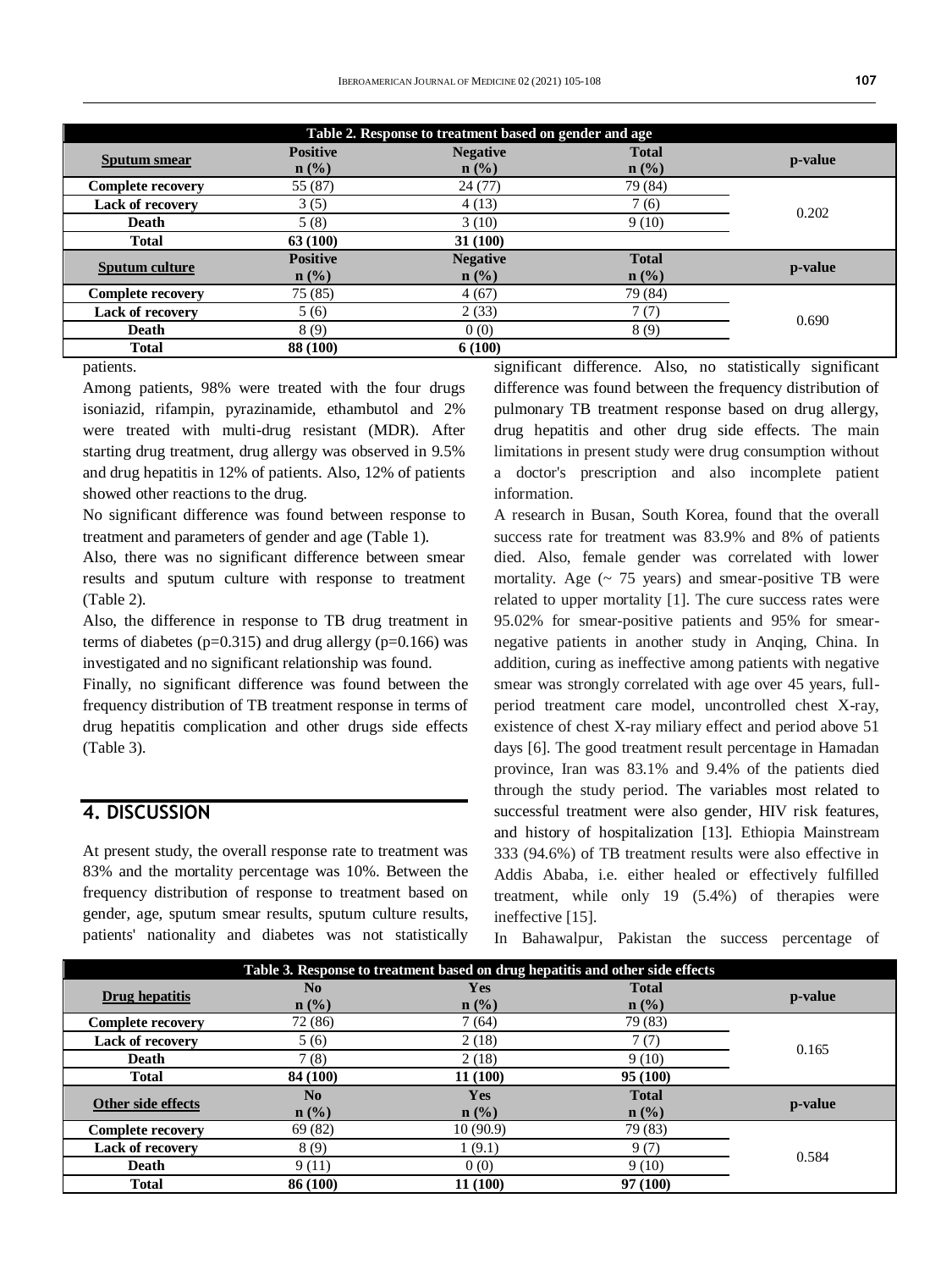| Table 2. Response to treatment based on gender and age | | | | |
|---|---|---|---|---|
| **Sputum smear** | **Positive n (%)** | **Negative n (%)** | **Total n (%)** | **p-value** |
| **Complete recovery** | 55 (87) | 24 (77) | 79 (84) | 0.202 |
| **Lack of recovery** | 3 (5) | 4 (13) | 7 (6) | |
| **Death** | 5 (8) | 3 (10) | 9 (10) | |
| **Total** | **63 (100)** | **31 (100)** | | |
| **Sputum culture** | **Positive n (%)** | **Negative n (%)** | **Total n (%)** | **p-value** |
| **Complete recovery** | 75 (85) | 4 (67) | 79 (84) | 0.690 |
| **Lack of recovery** | 5 (6) | 2 (33) | 7 (7) | |
| **Death** | 8 (9) | 0 (0) | 8 (9) | |
| **Total** | **88 (100)** | **6 (100)** | | |

patients.

Among patients, 98% were treated with the four drugs isoniazid, rifampin, pyrazinamide, ethambutol and 2% were treated with multi-drug resistant (MDR). After starting drug treatment, drug allergy was observed in 9.5% and drug hepatitis in 12% of patients. Also, 12% of patients showed other reactions to the drug.

No significant difference was found between response to treatment and parameters of gender and age (Table 1).

Also, there was no significant difference between smear results and sputum culture with response to treatment (Table 2).

Also, the difference in response to TB drug treatment in terms of diabetes (p=0.315) and drug allergy (p=0.166) was investigated and no significant relationship was found.

Finally, no significant difference was found between the frequency distribution of TB treatment response in terms of drug hepatitis complication and other drugs side effects (Table 3).

## 4. DISCUSSION

At present study, the overall response rate to treatment was 83% and the mortality percentage was 10%. Between the frequency distribution of response to treatment based on gender, age, sputum smear results, sputum culture results, patients' nationality and diabetes was not statistically significant difference. Also, no statistically significant difference was found between the frequency distribution of pulmonary TB treatment response based on drug allergy, drug hepatitis and other drug side effects. The main limitations in present study were drug consumption without a doctor's prescription and also incomplete patient information.

A research in Busan, South Korea, found that the overall success rate for treatment was 83.9% and 8% of patients died. Also, female gender was correlated with lower mortality. Age (~ 75 years) and smear-positive TB were related to upper mortality [1]. The cure success rates were 95.02% for smear-positive patients and 95% for smear-negative patients in another study in Anqing, China. In addition, curing as ineffective among patients with negative smear was strongly correlated with age over 45 years, full-period treatment care model, uncontrolled chest X-ray, existence of chest X-ray miliary effect and period above 51 days [6]. The good treatment result percentage in Hamadan province, Iran was 83.1% and 9.4% of the patients died through the study period. The variables most related to successful treatment were also gender, HIV risk features, and history of hospitalization [13]. Ethiopia Mainstream 333 (94.6%) of TB treatment results were also effective in Addis Ababa, i.e. either healed or effectively fulfilled treatment, while only 19 (5.4%) of therapies were ineffective [15].

In Bahawalpur, Pakistan the success percentage of

| Table 3. Response to treatment based on drug hepatitis and other side effects | | | | |
|---|---|---|---|---|
| **Drug hepatitis** | **No n (%)** | **Yes n (%)** | **Total n (%)** | **p-value** |
| **Complete recovery** | 72 (86) | 7 (64) | 79 (83) | 0.165 |
| **Lack of recovery** | 5 (6) | 2 (18) | 7 (7) | |
| **Death** | 7 (8) | 2 (18) | 9 (10) | |
| **Total** | **84 (100)** | **11 (100)** | **95 (100)** | |
| **Other side effects** | **No n (%)** | **Yes n (%)** | **Total n (%)** | **p-value** |
| **Complete recovery** | 69 (82) | 10 (90.9) | 79 (83) | 0.584 |
| **Lack of recovery** | 8 (9) | 1 (9.1) | 9 (7) | |
| **Death** | 9 (11) | 0 (0) | 9 (10) | |
| **Total** | **86 (100)** | **11 (100)** | **97 (100)** | |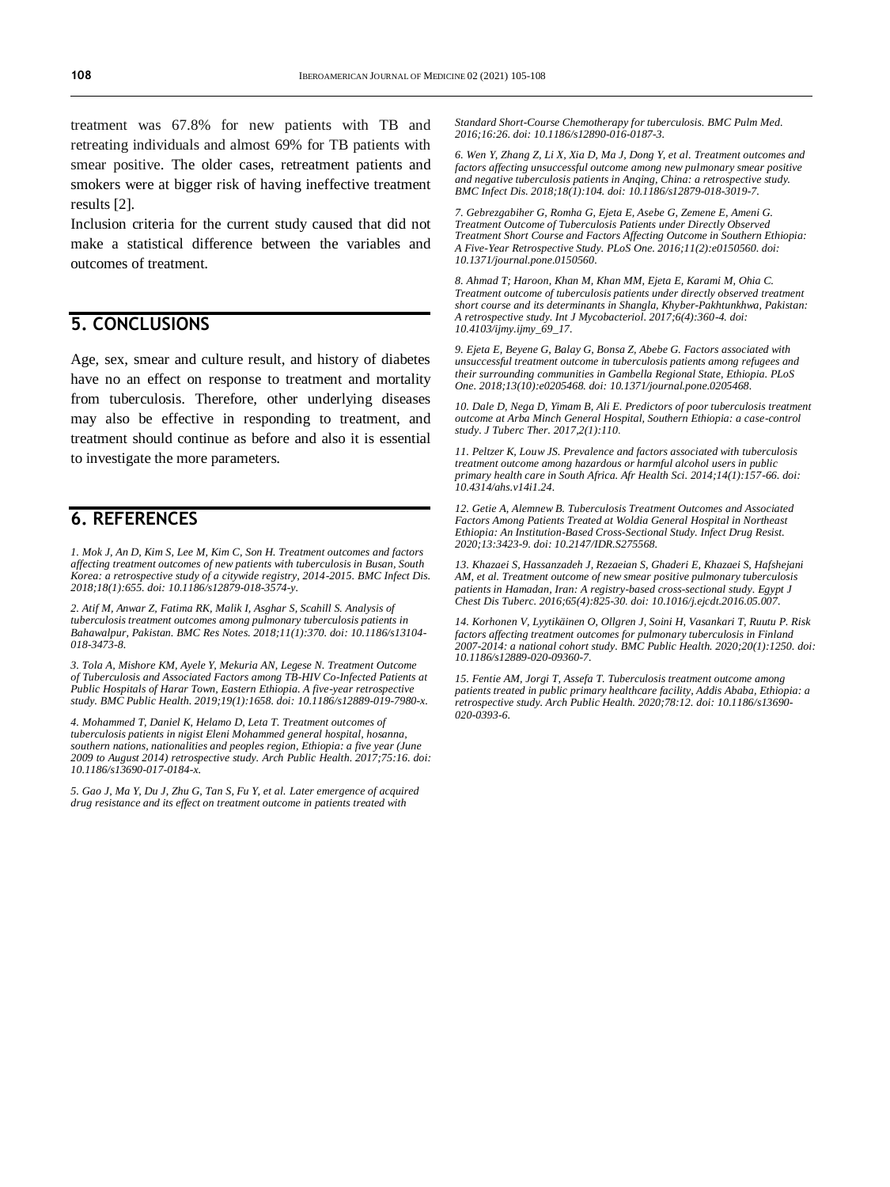treatment was 67.8% for new patients with TB and retreating individuals and almost 69% for TB patients with smear positive. The older cases, retreatment patients and smokers were at bigger risk of having ineffective treatment results [2].

Inclusion criteria for the current study caused that did not make a statistical difference between the variables and outcomes of treatment.

## 5. CONCLUSIONS

Age, sex, smear and culture result, and history of diabetes have no an effect on response to treatment and mortality from tuberculosis. Therefore, other underlying diseases may also be effective in responding to treatment, and treatment should continue as before and also it is essential to investigate the more parameters.

## 6. REFERENCES

*1. Mok J, An D, Kim S, Lee M, Kim C, Son H. Treatment outcomes and factors affecting treatment outcomes of new patients with tuberculosis in Busan, South Korea: a retrospective study of a citywide registry, 2014-2015. BMC Infect Dis. 2018;18(1):655. doi: 10.1186/s12879-018-3574-y.*

*2. Atif M, Anwar Z, Fatima RK, Malik I, Asghar S, Scahill S. Analysis of tuberculosis treatment outcomes among pulmonary tuberculosis patients in Bahawalpur, Pakistan. BMC Res Notes. 2018;11(1):370. doi: 10.1186/s13104-018-3473-8.*

*3. Tola A, Mishore KM, Ayele Y, Mekuria AN, Legese N. Treatment Outcome of Tuberculosis and Associated Factors among TB-HIV Co-Infected Patients at Public Hospitals of Harar Town, Eastern Ethiopia. A five-year retrospective study. BMC Public Health. 2019;19(1):1658. doi: 10.1186/s12889-019-7980-x.*

*4. Mohammed T, Daniel K, Helamo D, Leta T. Treatment outcomes of tuberculosis patients in nigist Eleni Mohammed general hospital, hosanna, southern nations, nationalities and peoples region, Ethiopia: a five year (June 2009 to August 2014) retrospective study. Arch Public Health. 2017;75:16. doi: 10.1186/s13690-017-0184-x.*

*5. Gao J, Ma Y, Du J, Zhu G, Tan S, Fu Y, et al. Later emergence of acquired drug resistance and its effect on treatment outcome in patients treated with Standard Short-Course Chemotherapy for tuberculosis. BMC Pulm Med. 2016;16:26. doi: 10.1186/s12890-016-0187-3.*

*6. Wen Y, Zhang Z, Li X, Xia D, Ma J, Dong Y, et al. Treatment outcomes and factors affecting unsuccessful outcome among new pulmonary smear positive and negative tuberculosis patients in Anqing, China: a retrospective study. BMC Infect Dis. 2018;18(1):104. doi: 10.1186/s12879-018-3019-7.*

*7. Gebrezgabiher G, Romha G, Ejeta E, Asebe G, Zemene E, Ameni G. Treatment Outcome of Tuberculosis Patients under Directly Observed Treatment Short Course and Factors Affecting Outcome in Southern Ethiopia: A Five-Year Retrospective Study. PLoS One. 2016;11(2):e0150560. doi: 10.1371/journal.pone.0150560.*

*8. Ahmad T; Haroon, Khan M, Khan MM, Ejeta E, Karami M, Ohia C. Treatment outcome of tuberculosis patients under directly observed treatment short course and its determinants in Shangla, Khyber-Pakhtunkhwa, Pakistan: A retrospective study. Int J Mycobacteriol. 2017;6(4):360-4. doi: 10.4103/ijmy.ijmy_69_17.*

*9. Ejeta E, Beyene G, Balay G, Bonsa Z, Abebe G. Factors associated with unsuccessful treatment outcome in tuberculosis patients among refugees and their surrounding communities in Gambella Regional State, Ethiopia. PLoS One. 2018;13(10):e0205468. doi: 10.1371/journal.pone.0205468.*

*10. Dale D, Nega D, Yimam B, Ali E. Predictors of poor tuberculosis treatment outcome at Arba Minch General Hospital, Southern Ethiopia: a case-control study. J Tuberc Ther. 2017,2(1):110.*

*11. Peltzer K, Louw JS. Prevalence and factors associated with tuberculosis treatment outcome among hazardous or harmful alcohol users in public primary health care in South Africa. Afr Health Sci. 2014;14(1):157-66. doi: 10.4314/ahs.v14i1.24.*

*12. Getie A, Alemnew B. Tuberculosis Treatment Outcomes and Associated Factors Among Patients Treated at Woldia General Hospital in Northeast Ethiopia: An Institution-Based Cross-Sectional Study. Infect Drug Resist. 2020;13:3423-9. doi: 10.2147/IDR.S275568.*

*13. Khazaei S, Hassanzadeh J, Rezaeian S, Ghaderi E, Khazaei S, Hafshejani AM, et al. Treatment outcome of new smear positive pulmonary tuberculosis patients in Hamadan, Iran: A registry-based cross-sectional study. Egypt J Chest Dis Tuberc. 2016;65(4):825-30. doi: 10.1016/j.ejcdt.2016.05.007.*

*14. Korhonen V, Lyytikäinen O, Ollgren J, Soini H, Vasankari T, Ruutu P. Risk factors affecting treatment outcomes for pulmonary tuberculosis in Finland 2007-2014: a national cohort study. BMC Public Health. 2020;20(1):1250. doi: 10.1186/s12889-020-09360-7.*

*15. Fentie AM, Jorgi T, Assefa T. Tuberculosis treatment outcome among patients treated in public primary healthcare facility, Addis Ababa, Ethiopia: a retrospective study. Arch Public Health. 2020;78:12. doi: 10.1186/s13690-020-0393-6.*